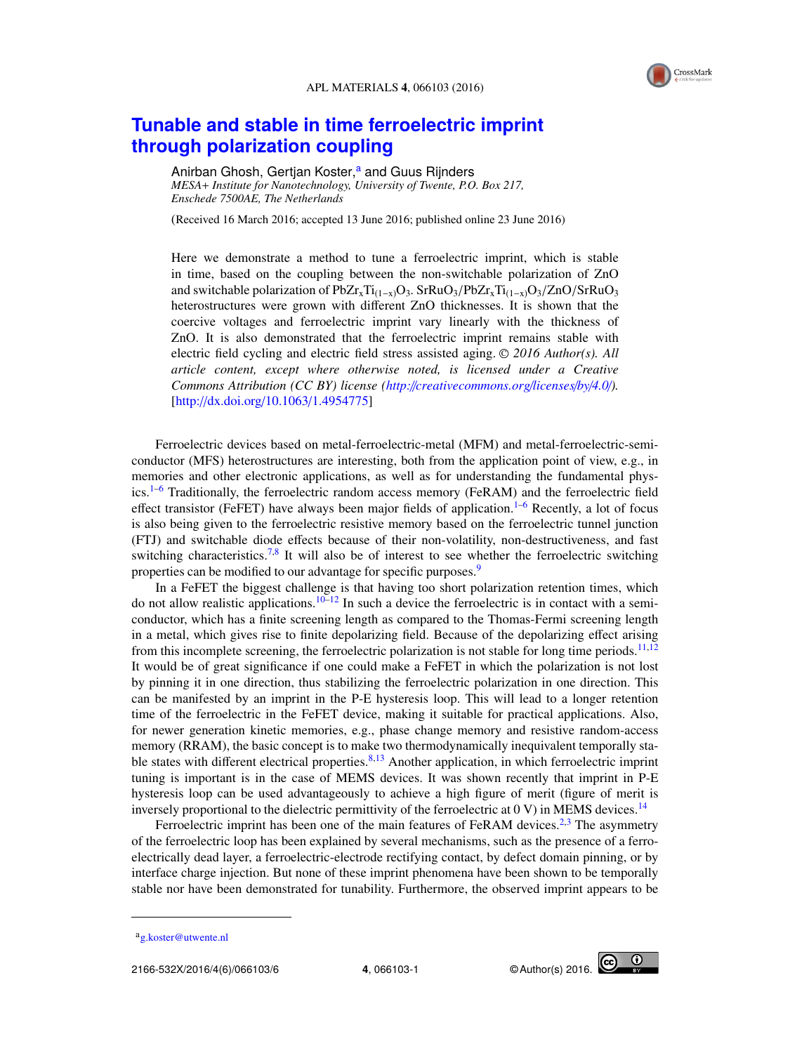# Tunable and stable in time ferroelectric imprint through polarization coupling

Anirban Ghosh, Gertjan Koster,[a] and Guus Rijnders

*MESA+ Institute for Nanotechnology, University of Twente, P.O. Box 217, Enschede 7500AE, The Netherlands*

(Received 16 March 2016; accepted 13 June 2016; published online 23 June 2016)

Here we demonstrate a method to tune a ferroelectric imprint, which is stable in time, based on the coupling between the non-switchable polarization of ZnO and switchable polarization of $PbZr_xTi_{(1-x)}O_3$. $SrRuO_3/PbZr_xTi_{(1-x)}O_3/ZnO/SrRuO_3$ heterostructures were grown with different ZnO thicknesses. It is shown that the coercive voltages and ferroelectric imprint vary linearly with the thickness of ZnO. It is also demonstrated that the ferroelectric imprint remains stable with electric field cycling and electric field stress assisted aging. *© 2016 Author(s). All article content, except where otherwise noted, is licensed under a Creative Commons Attribution (CC BY) license (http://creativecommons.org/licenses/by/4.0/).* [http://dx.doi.org/10.1063/1.4954775]

Ferroelectric devices based on metal-ferroelectric-metal (MFM) and metal-ferroelectric-semiconductor (MFS) heterostructures are interesting, both from the application point of view, e.g., in memories and other electronic applications, as well as for understanding the fundamental physics.[1–6] Traditionally, the ferroelectric random access memory (FeRAM) and the ferroelectric field effect transistor (FeFET) have always been major fields of application.[1–6] Recently, a lot of focus is also being given to the ferroelectric resistive memory based on the ferroelectric tunnel junction (FTJ) and switchable diode effects because of their non-volatility, non-destructiveness, and fast switching characteristics.[7,8] It will also be of interest to see whether the ferroelectric switching properties can be modified to our advantage for specific purposes.[9]

In a FeFET the biggest challenge is that having too short polarization retention times, which do not allow realistic applications.[10–12] In such a device the ferroelectric is in contact with a semiconductor, which has a finite screening length as compared to the Thomas-Fermi screening length in a metal, which gives rise to finite depolarizing field. Because of the depolarizing effect arising from this incomplete screening, the ferroelectric polarization is not stable for long time periods.[11,12] It would be of great significance if one could make a FeFET in which the polarization is not lost by pinning it in one direction, thus stabilizing the ferroelectric polarization in one direction. This can be manifested by an imprint in the P-E hysteresis loop. This will lead to a longer retention time of the ferroelectric in the FeFET device, making it suitable for practical applications. Also, for newer generation kinetic memories, e.g., phase change memory and resistive random-access memory (RRAM), the basic concept is to make two thermodynamically inequivalent temporally stable states with different electrical properties.[8,13] Another application, in which ferroelectric imprint tuning is important is in the case of MEMS devices. It was shown recently that imprint in P-E hysteresis loop can be used advantageously to achieve a high figure of merit (figure of merit is inversely proportional to the dielectric permittivity of the ferroelectric at 0 V) in MEMS devices.[14]

Ferroelectric imprint has been one of the main features of FeRAM devices.[2,3] The asymmetry of the ferroelectric loop has been explained by several mechanisms, such as the presence of a ferroelectrically dead layer, a ferroelectric-electrode rectifying contact, by defect domain pinning, or by interface charge injection. But none of these imprint phenomena have been shown to be temporally stable nor have been demonstrated for tunability. Furthermore, the observed imprint appears to be

[a] g.koster@utwente.nl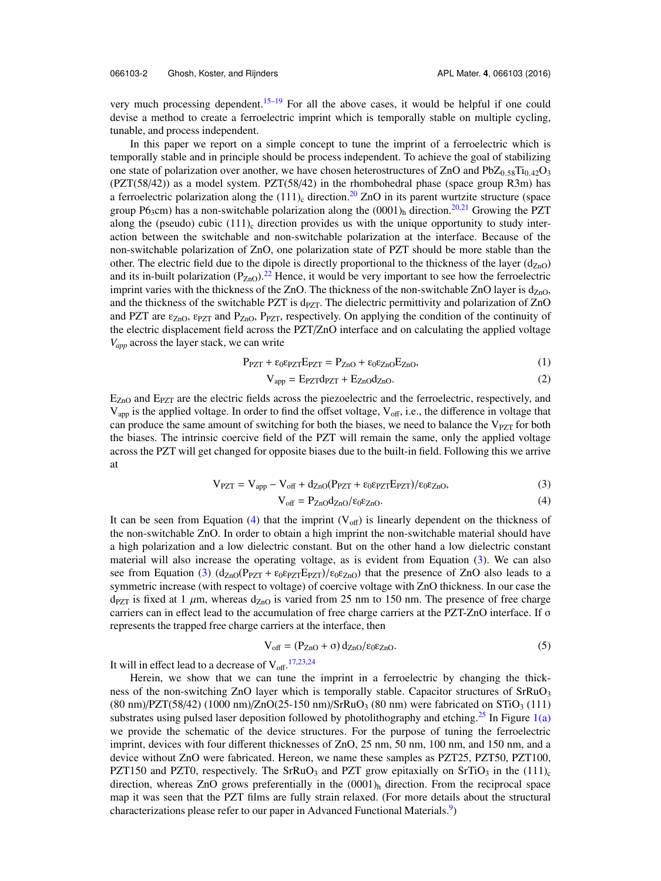very much processing dependent.[15–19] For all the above cases, it would be helpful if one could devise a method to create a ferroelectric imprint which is temporally stable on multiple cycling, tunable, and process independent.

In this paper we report on a simple concept to tune the imprint of a ferroelectric which is temporally stable and in principle should be process independent. To achieve the goal of stabilizing one state of polarization over another, we have chosen heterostructures of ZnO and $PbZ_{0.58}Ti_{0.42}O_3$ (PZT(58/42)) as a model system. PZT(58/42) in the rhombohedral phase (space group R3m) has a ferroelectric polarization along the $(111)_c$ direction.[20] ZnO in its parent wurtzite structure (space group $P6_3cm$) has a non-switchable polarization along the $(0001)_h$ direction.[20,21] Growing the PZT along the (pseudo) cubic $(111)_c$ direction provides us with the unique opportunity to study interaction between the switchable and non-switchable polarization at the interface. Because of the non-switchable polarization of ZnO, one polarization state of PZT should be more stable than the other. The electric field due to the dipole is directly proportional to the thickness of the layer ($d_{ZnO}$) and its in-built polarization ($P_{ZnO}$).[22] Hence, it would be very important to see how the ferroelectric imprint varies with the thickness of the ZnO. The thickness of the non-switchable ZnO layer is $d_{ZnO}$, and the thickness of the switchable PZT is $d_{PZT}$. The dielectric permittivity and polarization of ZnO and PZT are $\varepsilon_{ZnO}$, $\varepsilon_{PZT}$ and $P_{ZnO}$, $P_{PZT}$, respectively. On applying the condition of the continuity of the electric displacement field across the PZT/ZnO interface and on calculating the applied voltage $V_{app}$ across the layer stack, we can write

$$P_{PZT} + \varepsilon_0\varepsilon_{PZT}E_{PZT} = P_{ZnO} + \varepsilon_0\varepsilon_{ZnO}E_{ZnO}, \tag{1}$$

$$V_{app} = E_{PZT}d_{PZT} + E_{ZnO}d_{ZnO}. \tag{2}$$

$E_{ZnO}$ and $E_{PZT}$ are the electric fields across the piezoelectric and the ferroelectric, respectively, and $V_{app}$ is the applied voltage. In order to find the offset voltage, $V_{off}$, i.e., the difference in voltage that can produce the same amount of switching for both the biases, we need to balance the $V_{PZT}$ for both the biases. The intrinsic coercive field of the PZT will remain the same, only the applied voltage across the PZT will get changed for opposite biases due to the built-in field. Following this we arrive at

$$V_{PZT} = V_{app} - V_{off} + d_{ZnO}(P_{PZT} + \varepsilon_0\varepsilon_{PZT}E_{PZT})/\varepsilon_0\varepsilon_{ZnO}, \tag{3}$$

$$V_{off} = P_{ZnO}d_{ZnO}/\varepsilon_0\varepsilon_{ZnO}. \tag{4}$$

It can be seen from Equation (4) that the imprint ($V_{off}$) is linearly dependent on the thickness of the non-switchable ZnO. In order to obtain a high imprint the non-switchable material should have a high polarization and a low dielectric constant. But on the other hand a low dielectric constant material will also increase the operating voltage, as is evident from Equation (3). We can also see from Equation (3) ($d_{ZnO}(P_{PZT} + \varepsilon_0\varepsilon_{PZT}E_{PZT})/\varepsilon_0\varepsilon_{ZnO}$) that the presence of ZnO also leads to a symmetric increase (with respect to voltage) of coercive voltage with ZnO thickness. In our case the $d_{PZT}$ is fixed at 1 $\mu$m, whereas $d_{ZnO}$ is varied from 25 nm to 150 nm. The presence of free charge carriers can in effect lead to the accumulation of free charge carriers at the PZT-ZnO interface. If σ represents the trapped free charge carriers at the interface, then

$$V_{off} = (P_{ZnO} + \sigma)\, d_{ZnO}/\varepsilon_0\varepsilon_{ZnO}. \tag{5}$$

It will in effect lead to a decrease of $V_{off}$.[17,23,24]

Herein, we show that we can tune the imprint in a ferroelectric by changing the thickness of the non-switching ZnO layer which is temporally stable. Capacitor structures of $SrRuO_3$ (80 nm)/PZT(58/42) (1000 nm)/ZnO(25-150 nm)/$SrRuO_3$ (80 nm) were fabricated on $STiO_3$ (111) substrates using pulsed laser deposition followed by photolithography and etching.[25] In Figure 1(a) we provide the schematic of the device structures. For the purpose of tuning the ferroelectric imprint, devices with four different thicknesses of ZnO, 25 nm, 50 nm, 100 nm, and 150 nm, and a device without ZnO were fabricated. Hereon, we name these samples as PZT25, PZT50, PZT100, PZT150 and PZT0, respectively. The $SrRuO_3$ and PZT grow epitaxially on $SrTiO_3$ in the $(111)_c$ direction, whereas ZnO grows preferentially in the $(0001)_h$ direction. From the reciprocal space map it was seen that the PZT films are fully strain relaxed. (For more details about the structural characterizations please refer to our paper in Advanced Functional Materials.[9])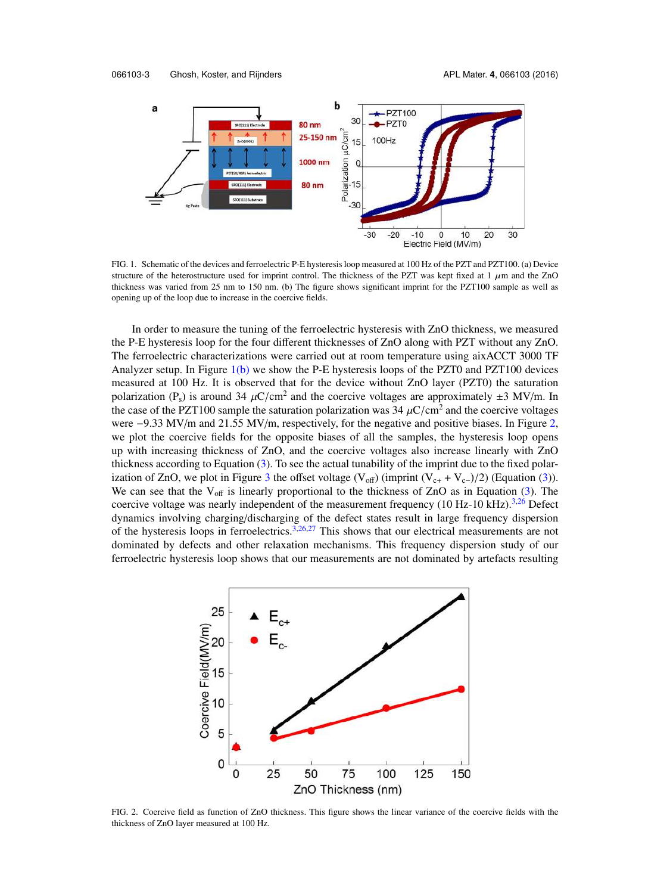FIG. 1. Schematic of the devices and ferroelectric P-E hysteresis loop measured at 100 Hz of the PZT and PZT100. (a) Device structure of the heterostructure used for imprint control. The thickness of the PZT was kept fixed at 1 $\mu$m and the ZnO thickness was varied from 25 nm to 150 nm. (b) The figure shows significant imprint for the PZT100 sample as well as opening up of the loop due to increase in the coercive fields.

In order to measure the tuning of the ferroelectric hysteresis with ZnO thickness, we measured the P-E hysteresis loop for the four different thicknesses of ZnO along with PZT without any ZnO. The ferroelectric characterizations were carried out at room temperature using aixACCT 3000 TF Analyzer setup. In Figure 1(b) we show the P-E hysteresis loops of the PZT0 and PZT100 devices measured at 100 Hz. It is observed that for the device without ZnO layer (PZT0) the saturation polarization ($P_s$) is around 34 $\mu C/cm^2$ and the coercive voltages are approximately $\pm 3$ MV/m. In the case of the PZT100 sample the saturation polarization was 34 $\mu C/cm^2$ and the coercive voltages were $-9.33$ MV/m and 21.55 MV/m, respectively, for the negative and positive biases. In Figure 2, we plot the coercive fields for the opposite biases of all the samples, the hysteresis loop opens up with increasing thickness of ZnO, and the coercive voltages also increase linearly with ZnO thickness according to Equation (3). To see the actual tunability of the imprint due to the fixed polarization of ZnO, we plot in Figure 3 the offset voltage ($V_{off}$) (imprint $(V_{c+} + V_{c-})/2$) (Equation (3)). We can see that the $V_{off}$ is linearly proportional to the thickness of ZnO as in Equation (3). The coercive voltage was nearly independent of the measurement frequency (10 Hz-10 kHz).[3,26] Defect dynamics involving charging/discharging of the defect states result in large frequency dispersion of the hysteresis loops in ferroelectrics.[3,26,27] This shows that our electrical measurements are not dominated by defects and other relaxation mechanisms. This frequency dispersion study of our ferroelectric hysteresis loop shows that our measurements are not dominated by artefacts resulting

FIG. 2. Coercive field as function of ZnO thickness. This figure shows the linear variance of the coercive fields with the thickness of ZnO layer measured at 100 Hz.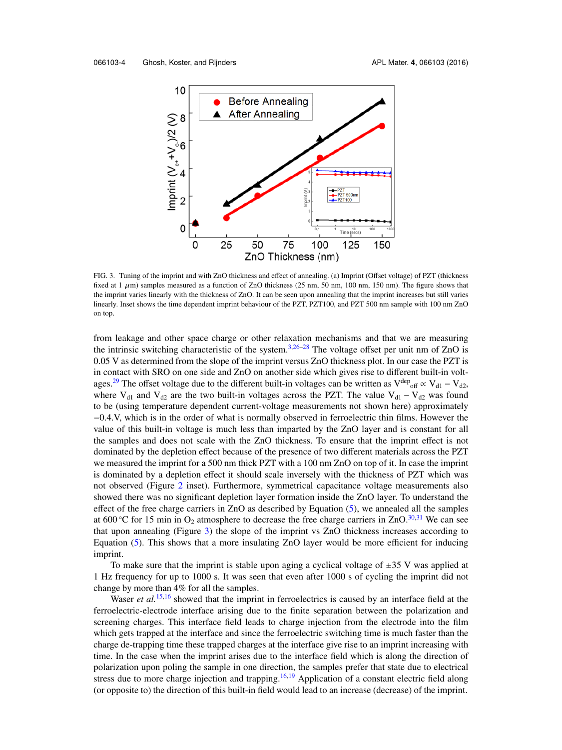FIG. 3. Tuning of the imprint and with ZnO thickness and effect of annealing. (a) Imprint (Offset voltage) of PZT (thickness fixed at 1 $\mu$m) samples measured as a function of ZnO thickness (25 nm, 50 nm, 100 nm, 150 nm). The figure shows that the imprint varies linearly with the thickness of ZnO. It can be seen upon annealing that the imprint increases but still varies linearly. Inset shows the time dependent imprint behaviour of the PZT, PZT100, and PZT 500 nm sample with 100 nm ZnO on top.

from leakage and other space charge or other relaxation mechanisms and that we are measuring the intrinsic switching characteristic of the system.[3,26–28] The voltage offset per unit nm of ZnO is 0.05 V as determined from the slope of the imprint versus ZnO thickness plot. In our case the PZT is in contact with SRO on one side and ZnO on another side which gives rise to different built-in voltages.[29] The offset voltage due to the different built-in voltages can be written as $V^{dep}_{off} \propto V_{d1} - V_{d2}$, where $V_{d1}$ and $V_{d2}$ are the two built-in voltages across the PZT. The value $V_{d1} - V_{d2}$ was found to be (using temperature dependent current-voltage measurements not shown here) approximately −0.4.V, which is in the order of what is normally observed in ferroelectric thin films. However the value of this built-in voltage is much less than imparted by the ZnO layer and is constant for all the samples and does not scale with the ZnO thickness. To ensure that the imprint effect is not dominated by the depletion effect because of the presence of two different materials across the PZT we measured the imprint for a 500 nm thick PZT with a 100 nm ZnO on top of it. In case the imprint is dominated by a depletion effect it should scale inversely with the thickness of PZT which was not observed (Figure 2 inset). Furthermore, symmetrical capacitance voltage measurements also showed there was no significant depletion layer formation inside the ZnO layer. To understand the effect of the free charge carriers in ZnO as described by Equation (5), we annealed all the samples at 600 °C for 15 min in $O_2$ atmosphere to decrease the free charge carriers in ZnO.[30,31] We can see that upon annealing (Figure 3) the slope of the imprint vs ZnO thickness increases according to Equation (5). This shows that a more insulating ZnO layer would be more efficient for inducing imprint.

To make sure that the imprint is stable upon aging a cyclical voltage of ±35 V was applied at 1 Hz frequency for up to 1000 s. It was seen that even after 1000 s of cycling the imprint did not change by more than 4% for all the samples.

Waser *et al.*[15,16] showed that the imprint in ferroelectrics is caused by an interface field at the ferroelectric-electrode interface arising due to the finite separation between the polarization and screening charges. This interface field leads to charge injection from the electrode into the film which gets trapped at the interface and since the ferroelectric switching time is much faster than the charge de-trapping time these trapped charges at the interface give rise to an imprint increasing with time. In the case when the imprint arises due to the interface field which is along the direction of polarization upon poling the sample in one direction, the samples prefer that state due to electrical stress due to more charge injection and trapping.[16,19] Application of a constant electric field along (or opposite to) the direction of this built-in field would lead to an increase (decrease) of the imprint.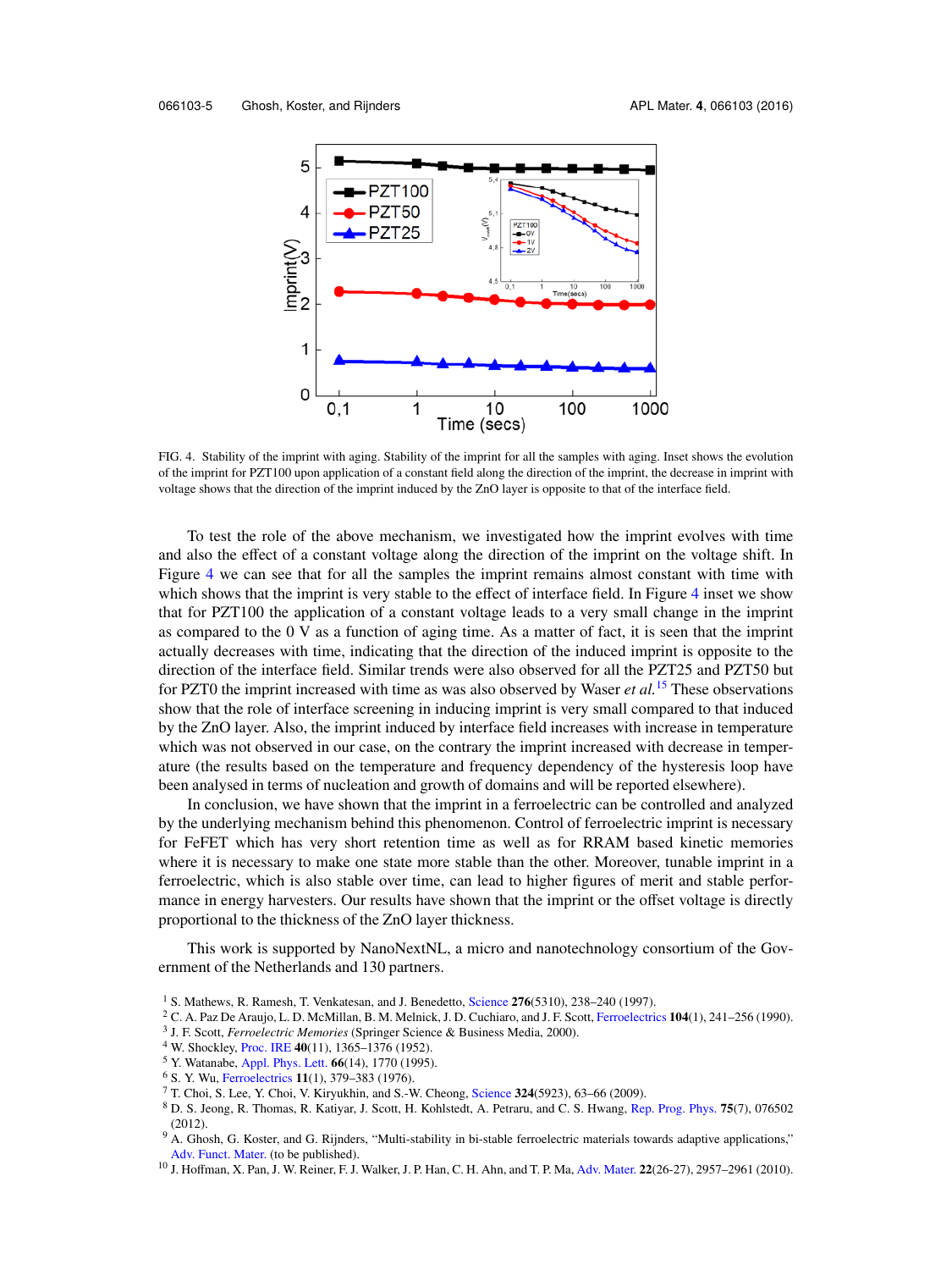Imprint(V)

5
4
3
2
1
0

0,1
1
10
100
1000

Time (secs)

PZT100
PZT50
PZT25

$V_{imprint}$(V)

5,4
5,1
4,8
4,5

0,1
1
10
100
1000

Time(secs)

PZT100
0V
1V
2V

FIG. 4. Stability of the imprint with aging. Stability of the imprint for all the samples with aging. Inset shows the evolution of the imprint for PZT100 upon application of a constant field along the direction of the imprint, the decrease in imprint with voltage shows that the direction of the imprint induced by the ZnO layer is opposite to that of the interface field.

To test the role of the above mechanism, we investigated how the imprint evolves with time and also the effect of a constant voltage along the direction of the imprint on the voltage shift. In Figure 4 we can see that for all the samples the imprint remains almost constant with time with which shows that the imprint is very stable to the effect of interface field. In Figure 4 inset we show that for PZT100 the application of a constant voltage leads to a very small change in the imprint as compared to the 0 V as a function of aging time. As a matter of fact, it is seen that the imprint actually decreases with time, indicating that the direction of the induced imprint is opposite to the direction of the interface field. Similar trends were also observed for all the PZT25 and PZT50 but for PZT0 the imprint increased with time as was also observed by Waser *et al.*[15] These observations show that the role of interface screening in inducing imprint is very small compared to that induced by the ZnO layer. Also, the imprint induced by interface field increases with increase in temperature which was not observed in our case, on the contrary the imprint increased with decrease in temperature (the results based on the temperature and frequency dependency of the hysteresis loop have been analysed in terms of nucleation and growth of domains and will be reported elsewhere).

In conclusion, we have shown that the imprint in a ferroelectric can be controlled and analyzed by the underlying mechanism behind this phenomenon. Control of ferroelectric imprint is necessary for FeFET which has very short retention time as well as for RRAM based kinetic memories where it is necessary to make one state more stable than the other. Moreover, tunable imprint in a ferroelectric, which is also stable over time, can lead to higher figures of merit and stable performance in energy harvesters. Our results have shown that the imprint or the offset voltage is directly proportional to the thickness of the ZnO layer thickness.

This work is supported by NanoNextNL, a micro and nanotechnology consortium of the Government of the Netherlands and 130 partners.

[1] S. Mathews, R. Ramesh, T. Venkatesan, and J. Benedetto, Science **276**(5310), 238–240 (1997).
[2] C. A. Paz De Araujo, L. D. McMillan, B. M. Melnick, J. D. Cuchiaro, and J. F. Scott, Ferroelectrics **104**(1), 241–256 (1990).
[3] J. F. Scott, *Ferroelectric Memories* (Springer Science & Business Media, 2000).
[4] W. Shockley, Proc. IRE **40**(11), 1365–1376 (1952).
[5] Y. Watanabe, Appl. Phys. Lett. **66**(14), 1770 (1995).
[6] S. Y. Wu, Ferroelectrics **11**(1), 379–383 (1976).
[7] T. Choi, S. Lee, Y. Choi, V. Kiryukhin, and S.-W. Cheong, Science **324**(5923), 63–66 (2009).
[8] D. S. Jeong, R. Thomas, R. Katiyar, J. Scott, H. Kohlstedt, A. Petraru, and C. S. Hwang, Rep. Prog. Phys. **75**(7), 076502 (2012).
[9] A. Ghosh, G. Koster, and G. Rijnders, "Multi-stability in bi-stable ferroelectric materials towards adaptive applications," Adv. Funct. Mater. (to be published).
[10] J. Hoffman, X. Pan, J. W. Reiner, F. J. Walker, J. P. Han, C. H. Ahn, and T. P. Ma, Adv. Mater. **22**(26-27), 2957–2961 (2010).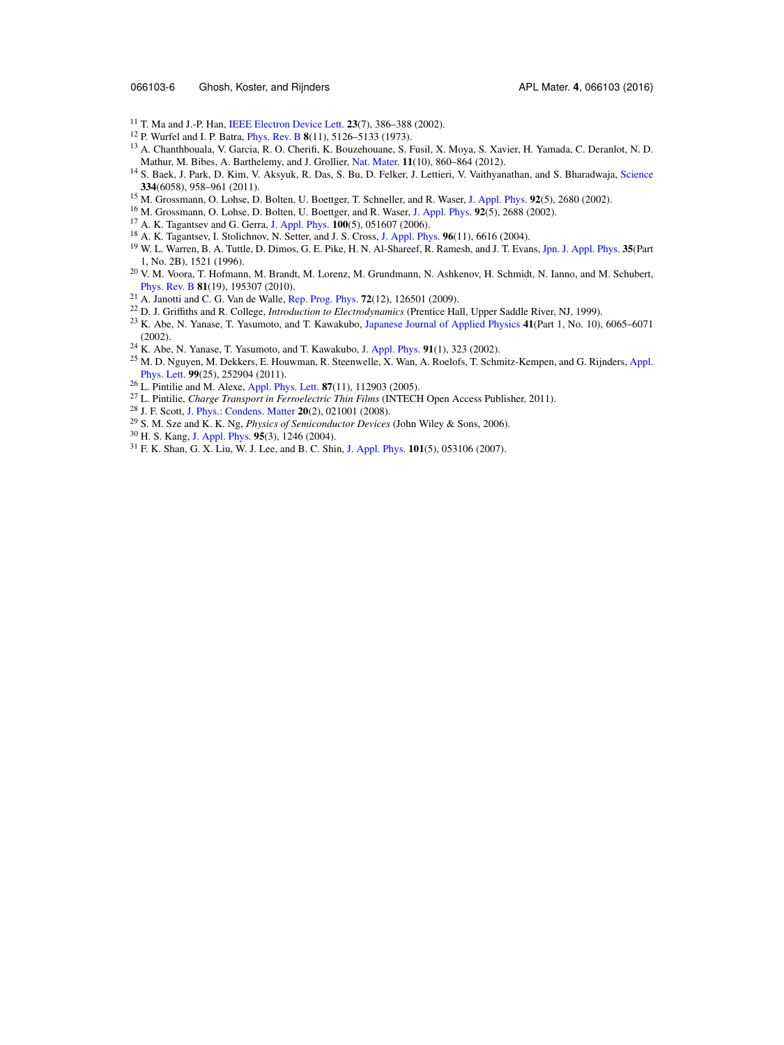[11] T. Ma and J.-P. Han, IEEE Electron Device Lett. **23**(7), 386–388 (2002).

[12] P. Wurfel and I. P. Batra, Phys. Rev. B **8**(11), 5126–5133 (1973).

[13] A. Chanthbouala, V. Garcia, R. O. Cherifi, K. Bouzehouane, S. Fusil, X. Moya, S. Xavier, H. Yamada, C. Deranlot, N. D. Mathur, M. Bibes, A. Barthelemy, and J. Grollier, Nat. Mater. **11**(10), 860–864 (2012).

[14] S. Baek, J. Park, D. Kim, V. Aksyuk, R. Das, S. Bu, D. Felker, J. Lettieri, V. Vaithyanathan, and S. Bharadwaja, Science **334**(6058), 958–961 (2011).

[15] M. Grossmann, O. Lohse, D. Bolten, U. Boettger, T. Schneller, and R. Waser, J. Appl. Phys. **92**(5), 2680 (2002).

[16] M. Grossmann, O. Lohse, D. Bolten, U. Boettger, and R. Waser, J. Appl. Phys. **92**(5), 2688 (2002).

[17] A. K. Tagantsev and G. Gerra, J. Appl. Phys. **100**(5), 051607 (2006).

[18] A. K. Tagantsev, I. Stolichnov, N. Setter, and J. S. Cross, J. Appl. Phys. **96**(11), 6616 (2004).

[19] W. L. Warren, B. A. Tuttle, D. Dimos, G. E. Pike, H. N. Al-Shareef, R. Ramesh, and J. T. Evans, Jpn. J. Appl. Phys. **35**(Part 1, No. 2B), 1521 (1996).

[20] V. M. Voora, T. Hofmann, M. Brandt, M. Lorenz, M. Grundmann, N. Ashkenov, H. Schmidt, N. Ianno, and M. Schubert, Phys. Rev. B **81**(19), 195307 (2010).

[21] A. Janotti and C. G. Van de Walle, Rep. Prog. Phys. **72**(12), 126501 (2009).

[22] D. J. Griffiths and R. College, *Introduction to Electrodynamics* (Prentice Hall, Upper Saddle River, NJ, 1999).

[23] K. Abe, N. Yanase, T. Yasumoto, and T. Kawakubo, Japanese Journal of Applied Physics **41**(Part 1, No. 10), 6065–6071 (2002).

[24] K. Abe, N. Yanase, T. Yasumoto, and T. Kawakubo, J. Appl. Phys. **91**(1), 323 (2002).

[25] M. D. Nguyen, M. Dekkers, E. Houwman, R. Steenwelle, X. Wan, A. Roelofs, T. Schmitz-Kempen, and G. Rijnders, Appl. Phys. Lett. **99**(25), 252904 (2011).

[26] L. Pintilie and M. Alexe, Appl. Phys. Lett. **87**(11), 112903 (2005).

[27] L. Pintilie, *Charge Transport in Ferroelectric Thin Films* (INTECH Open Access Publisher, 2011).

[28] J. F. Scott, J. Phys.: Condens. Matter **20**(2), 021001 (2008).

[29] S. M. Sze and K. K. Ng, *Physics of Semiconductor Devices* (John Wiley & Sons, 2006).

[30] H. S. Kang, J. Appl. Phys. **95**(3), 1246 (2004).

[31] F. K. Shan, G. X. Liu, W. J. Lee, and B. C. Shin, J. Appl. Phys. **101**(5), 053106 (2007).